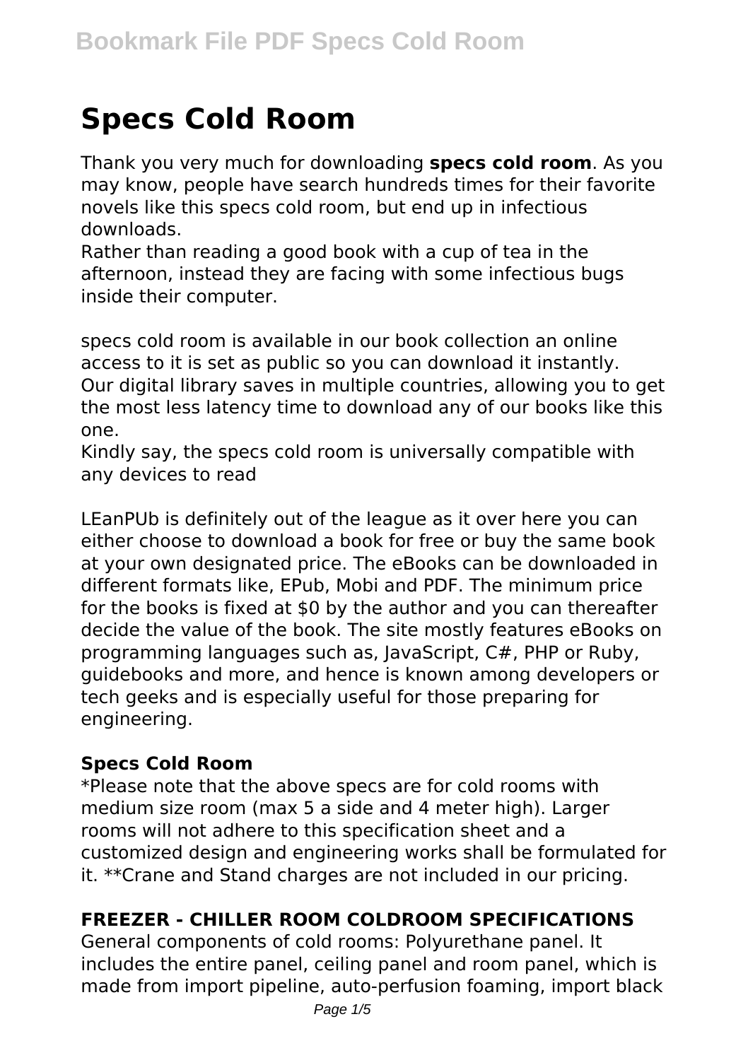# Specs Cold Room

Thank you very much for downloading **specs cold room**. As you may know, people have search hundreds times for their favorite novels like this specs cold room, but end up in infectious downloads.

Rather than reading a good book with a cup of tea in the afternoon, instead they are facing with some infectious bugs inside their computer.

specs cold room is available in our book collection an online access to it is set as public so you can download it instantly.
Our digital library saves in multiple countries, allowing you to get the most less latency time to download any of our books like this one.

Kindly say, the specs cold room is universally compatible with any devices to read

LEanPUb is definitely out of the league as it over here you can either choose to download a book for free or buy the same book at your own designated price. The eBooks can be downloaded in different formats like, EPub, Mobi and PDF. The minimum price for the books is fixed at $0 by the author and you can thereafter decide the value of the book. The site mostly features eBooks on programming languages such as, JavaScript, C#, PHP or Ruby, guidebooks and more, and hence is known among developers or tech geeks and is especially useful for those preparing for engineering.

### Specs Cold Room

*Please note that the above specs are for cold rooms with medium size room (max 5 a side and 4 meter high). Larger rooms will not adhere to this specification sheet and a customized design and engineering works shall be formulated for it. **Crane and Stand charges are not included in our pricing.

### FREEZER - CHILLER ROOM COLDROOM SPECIFICATIONS

General components of cold rooms: Polyurethane panel. It includes the entire panel, ceiling panel and room panel, which is made from import pipeline, auto-perfusion foaming, import black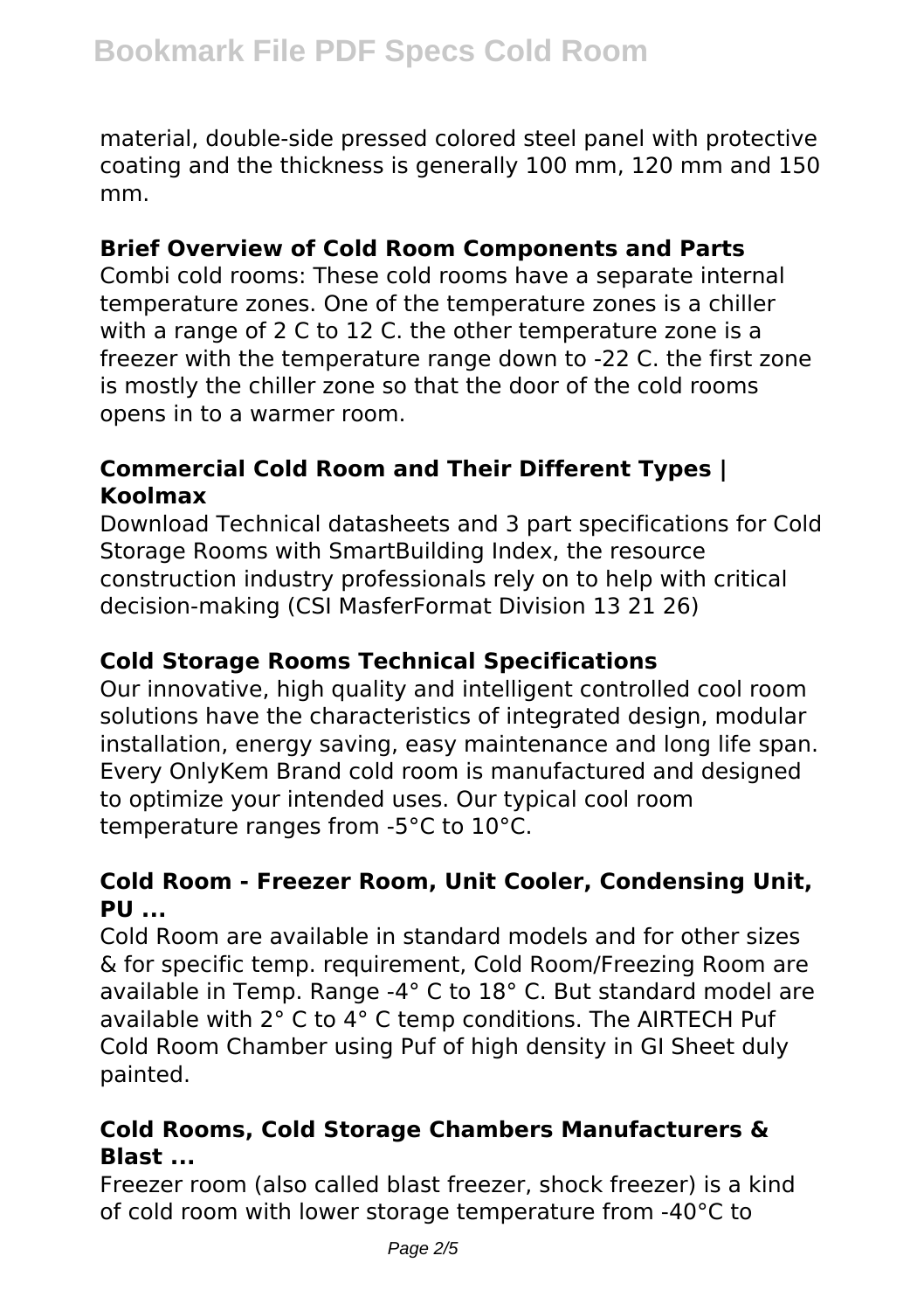material, double-side pressed colored steel panel with protective coating and the thickness is generally 100 mm, 120 mm and 150 mm.

### Brief Overview of Cold Room Components and Parts

Combi cold rooms: These cold rooms have a separate internal temperature zones. One of the temperature zones is a chiller with a range of 2 C to 12 C. the other temperature zone is a freezer with the temperature range down to -22 C. the first zone is mostly the chiller zone so that the door of the cold rooms opens in to a warmer room.

### Commercial Cold Room and Their Different Types | Koolmax

Download Technical datasheets and 3 part specifications for Cold Storage Rooms with SmartBuilding Index, the resource construction industry professionals rely on to help with critical decision-making (CSI MasferFormat Division 13 21 26)

### Cold Storage Rooms Technical Specifications

Our innovative, high quality and intelligent controlled cool room solutions have the characteristics of integrated design, modular installation, energy saving, easy maintenance and long life span. Every OnlyKem Brand cold room is manufactured and designed to optimize your intended uses. Our typical cool room temperature ranges from -5°C to 10°C.

### Cold Room - Freezer Room, Unit Cooler, Condensing Unit, PU ...

Cold Room are available in standard models and for other sizes & for specific temp. requirement, Cold Room/Freezing Room are available in Temp. Range -4° C to 18° C. But standard model are available with 2° C to 4° C temp conditions. The AIRTECH Puf Cold Room Chamber using Puf of high density in GI Sheet duly painted.

### Cold Rooms, Cold Storage Chambers Manufacturers & Blast ...

Freezer room (also called blast freezer, shock freezer) is a kind of cold room with lower storage temperature from -40°C to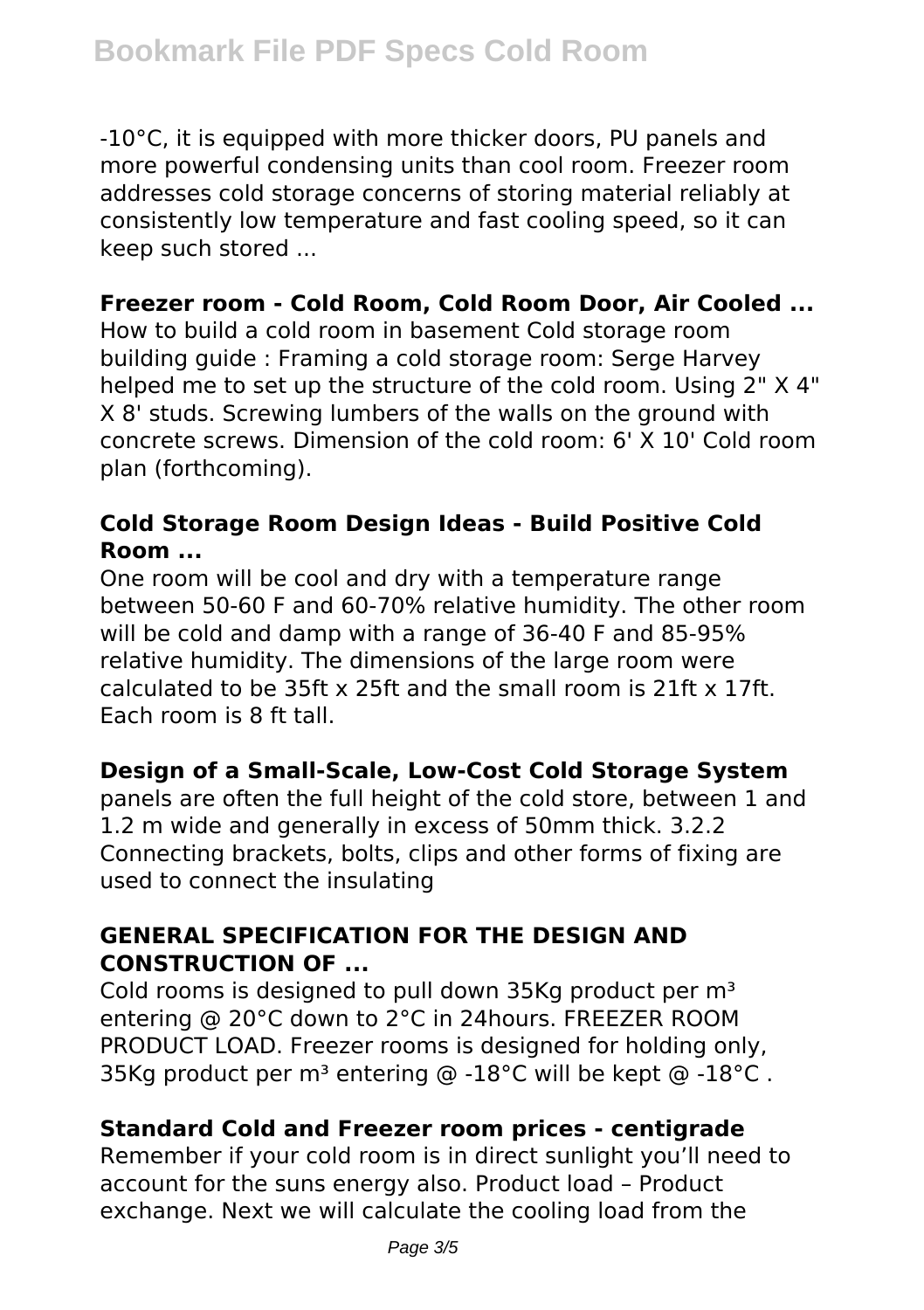-10°C, it is equipped with more thicker doors, PU panels and more powerful condensing units than cool room. Freezer room addresses cold storage concerns of storing material reliably at consistently low temperature and fast cooling speed, so it can keep such stored ...

### Freezer room - Cold Room, Cold Room Door, Air Cooled ...

How to build a cold room in basement Cold storage room building guide : Framing a cold storage room: Serge Harvey helped me to set up the structure of the cold room. Using 2" X 4" X 8' studs. Screwing lumbers of the walls on the ground with concrete screws. Dimension of the cold room: 6' X 10' Cold room plan (forthcoming).

### Cold Storage Room Design Ideas - Build Positive Cold Room ...

One room will be cool and dry with a temperature range between 50-60 F and 60-70% relative humidity. The other room will be cold and damp with a range of 36-40 F and 85-95% relative humidity. The dimensions of the large room were calculated to be 35ft x 25ft and the small room is 21ft x 17ft. Each room is 8 ft tall.

### Design of a Small-Scale, Low-Cost Cold Storage System

panels are often the full height of the cold store, between 1 and 1.2 m wide and generally in excess of 50mm thick. 3.2.2 Connecting brackets, bolts, clips and other forms of fixing are used to connect the insulating

### GENERAL SPECIFICATION FOR THE DESIGN AND CONSTRUCTION OF ...

Cold rooms is designed to pull down 35Kg product per m$^3$ entering @ 20°C down to 2°C in 24hours. FREEZER ROOM PRODUCT LOAD. Freezer rooms is designed for holding only, 35Kg product per m$^3$ entering @ -18°C will be kept @ -18°C .

### Standard Cold and Freezer room prices - centigrade

Remember if your cold room is in direct sunlight you'll need to account for the suns energy also. Product load – Product exchange. Next we will calculate the cooling load from the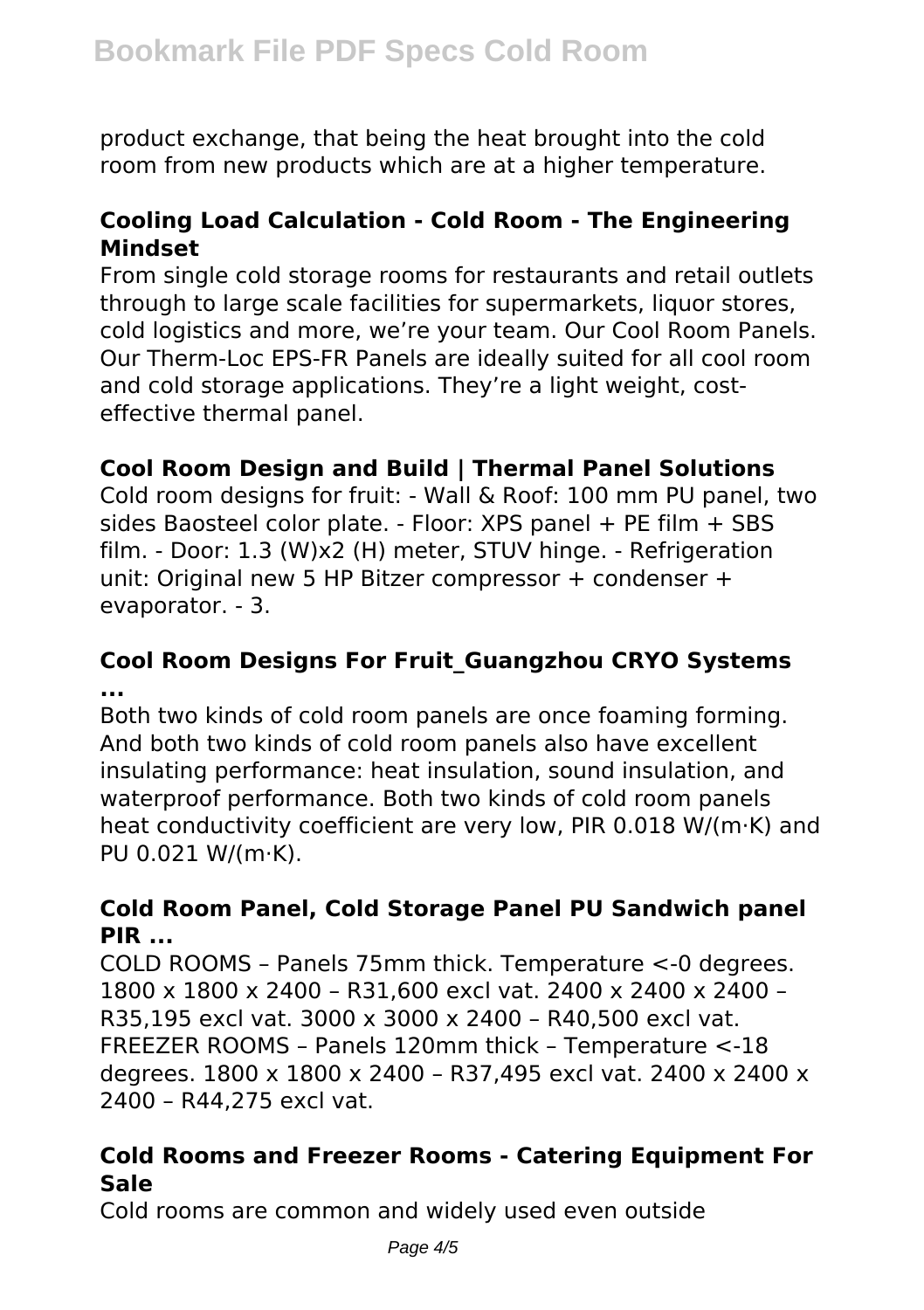product exchange, that being the heat brought into the cold room from new products which are at a higher temperature.

### Cooling Load Calculation - Cold Room - The Engineering Mindset

From single cold storage rooms for restaurants and retail outlets through to large scale facilities for supermarkets, liquor stores, cold logistics and more, we're your team. Our Cool Room Panels. Our Therm-Loc EPS-FR Panels are ideally suited for all cool room and cold storage applications. They're a light weight, cost-effective thermal panel.

### Cool Room Design and Build | Thermal Panel Solutions

Cold room designs for fruit: - Wall & Roof: 100 mm PU panel, two sides Baosteel color plate. - Floor: XPS panel + PE film + SBS film. - Door: 1.3 (W)x2 (H) meter, STUV hinge. - Refrigeration unit: Original new 5 HP Bitzer compressor + condenser + evaporator. - 3.

### Cool Room Designs For Fruit_Guangzhou CRYO Systems ...

Both two kinds of cold room panels are once foaming forming. And both two kinds of cold room panels also have excellent insulating performance: heat insulation, sound insulation, and waterproof performance. Both two kinds of cold room panels heat conductivity coefficient are very low, PIR 0.018 W/(m·K) and PU 0.021 W/(m·K).

### Cold Room Panel, Cold Storage Panel PU Sandwich panel PIR ...

COLD ROOMS – Panels 75mm thick. Temperature <-0 degrees. 1800 x 1800 x 2400 – R31,600 excl vat. 2400 x 2400 x 2400 – R35,195 excl vat. 3000 x 3000 x 2400 – R40,500 excl vat. FREEZER ROOMS – Panels 120mm thick – Temperature <-18 degrees. 1800 x 1800 x 2400 – R37,495 excl vat. 2400 x 2400 x 2400 – R44,275 excl vat.

### Cold Rooms and Freezer Rooms - Catering Equipment For Sale

Cold rooms are common and widely used even outside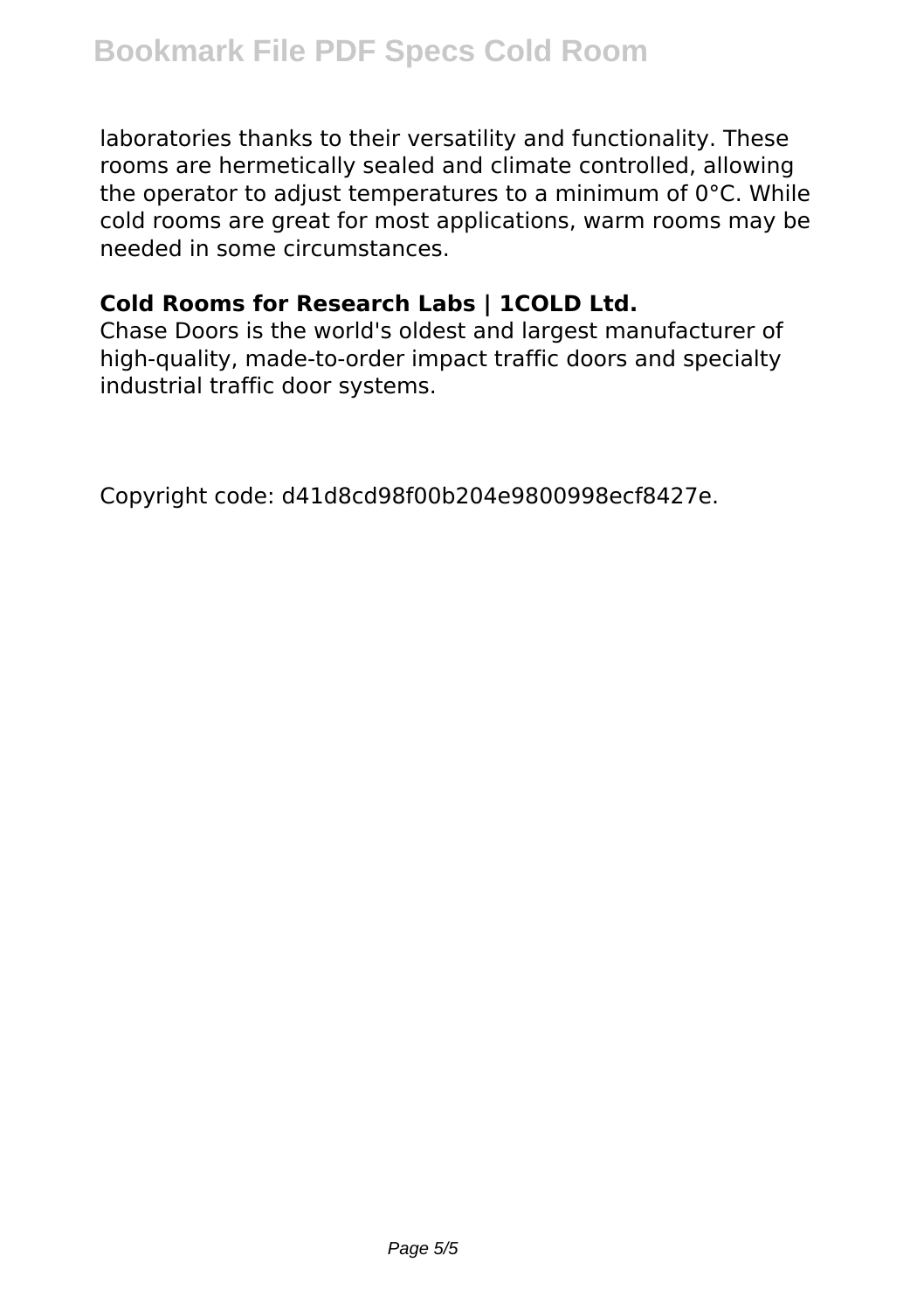laboratories thanks to their versatility and functionality. These rooms are hermetically sealed and climate controlled, allowing the operator to adjust temperatures to a minimum of 0°C. While cold rooms are great for most applications, warm rooms may be needed in some circumstances.

**Cold Rooms for Research Labs | 1COLD Ltd.**

Chase Doors is the world's oldest and largest manufacturer of high-quality, made-to-order impact traffic doors and specialty industrial traffic door systems.

Copyright code: d41d8cd98f00b204e9800998ecf8427e.